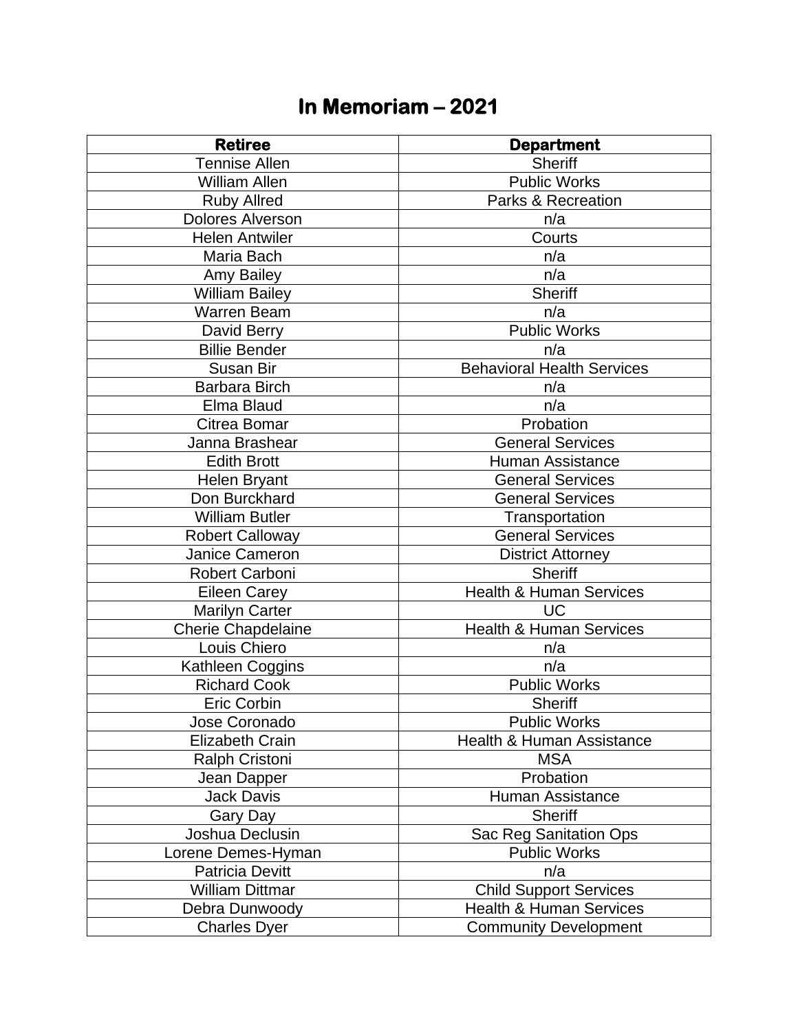# In Memoriam – 2021

| Retiree | Department |
| --- | --- |
| Tennise Allen | Sheriff |
| William Allen | Public Works |
| Ruby Allred | Parks & Recreation |
| Dolores Alverson | n/a |
| Helen Antwiler | Courts |
| Maria Bach | n/a |
| Amy Bailey | n/a |
| William Bailey | Sheriff |
| Warren Beam | n/a |
| David Berry | Public Works |
| Billie Bender | n/a |
| Susan Bir | Behavioral Health Services |
| Barbara Birch | n/a |
| Elma Blaud | n/a |
| Citrea Bomar | Probation |
| Janna Brashear | General Services |
| Edith Brott | Human Assistance |
| Helen Bryant | General Services |
| Don Burckhard | General Services |
| William Butler | Transportation |
| Robert Calloway | General Services |
| Janice Cameron | District Attorney |
| Robert Carboni | Sheriff |
| Eileen Carey | Health & Human Services |
| Marilyn Carter | UC |
| Cherie Chapdelaine | Health & Human Services |
| Louis Chiero | n/a |
| Kathleen Coggins | n/a |
| Richard Cook | Public Works |
| Eric Corbin | Sheriff |
| Jose Coronado | Public Works |
| Elizabeth Crain | Health & Human Assistance |
| Ralph Cristoni | MSA |
| Jean Dapper | Probation |
| Jack Davis | Human Assistance |
| Gary Day | Sheriff |
| Joshua Declusin | Sac Reg Sanitation Ops |
| Lorene Demes-Hyman | Public Works |
| Patricia Devitt | n/a |
| William Dittmar | Child Support Services |
| Debra Dunwoody | Health & Human Services |
| Charles Dyer | Community Development |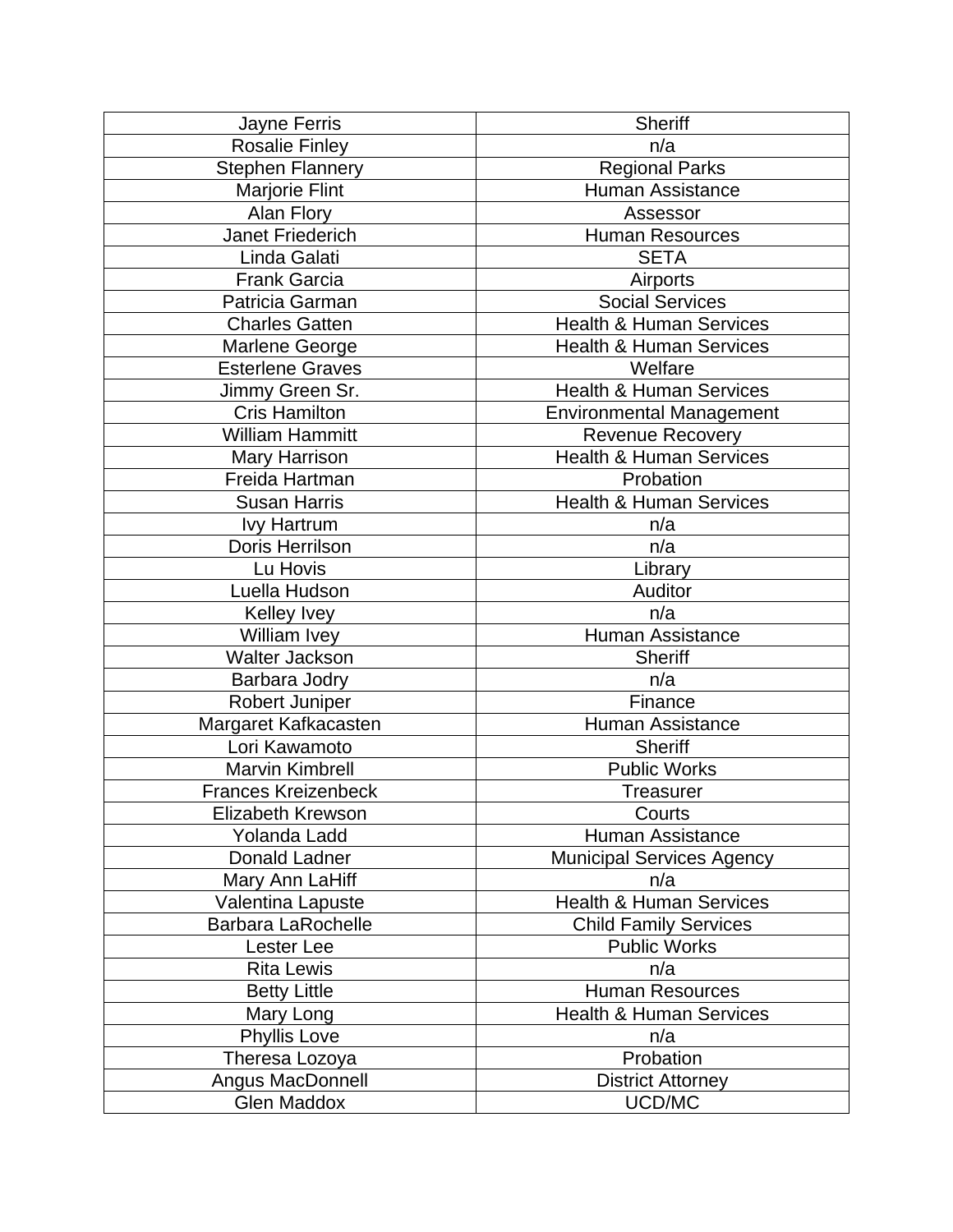| | |
|---|---|
| Jayne Ferris | Sheriff |
| Rosalie Finley | n/a |
| Stephen Flannery | Regional Parks |
| Marjorie Flint | Human Assistance |
| Alan Flory | Assessor |
| Janet Friederich | Human Resources |
| Linda Galati | SETA |
| Frank Garcia | Airports |
| Patricia Garman | Social Services |
| Charles Gatten | Health & Human Services |
| Marlene George | Health & Human Services |
| Esterlene Graves | Welfare |
| Jimmy Green Sr. | Health & Human Services |
| Cris Hamilton | Environmental Management |
| William Hammitt | Revenue Recovery |
| Mary Harrison | Health & Human Services |
| Freida Hartman | Probation |
| Susan Harris | Health & Human Services |
| Ivy Hartrum | n/a |
| Doris Herrilson | n/a |
| Lu Hovis | Library |
| Luella Hudson | Auditor |
| Kelley Ivey | n/a |
| William Ivey | Human Assistance |
| Walter Jackson | Sheriff |
| Barbara Jodry | n/a |
| Robert Juniper | Finance |
| Margaret Kafkacasten | Human Assistance |
| Lori Kawamoto | Sheriff |
| Marvin Kimbrell | Public Works |
| Frances Kreizenbeck | Treasurer |
| Elizabeth Krewson | Courts |
| Yolanda Ladd | Human Assistance |
| Donald Ladner | Municipal Services Agency |
| Mary Ann LaHiff | n/a |
| Valentina Lapuste | Health & Human Services |
| Barbara LaRochelle | Child Family Services |
| Lester Lee | Public Works |
| Rita Lewis | n/a |
| Betty Little | Human Resources |
| Mary Long | Health & Human Services |
| Phyllis Love | n/a |
| Theresa Lozoya | Probation |
| Angus MacDonnell | District Attorney |
| Glen Maddox | UCD/MC |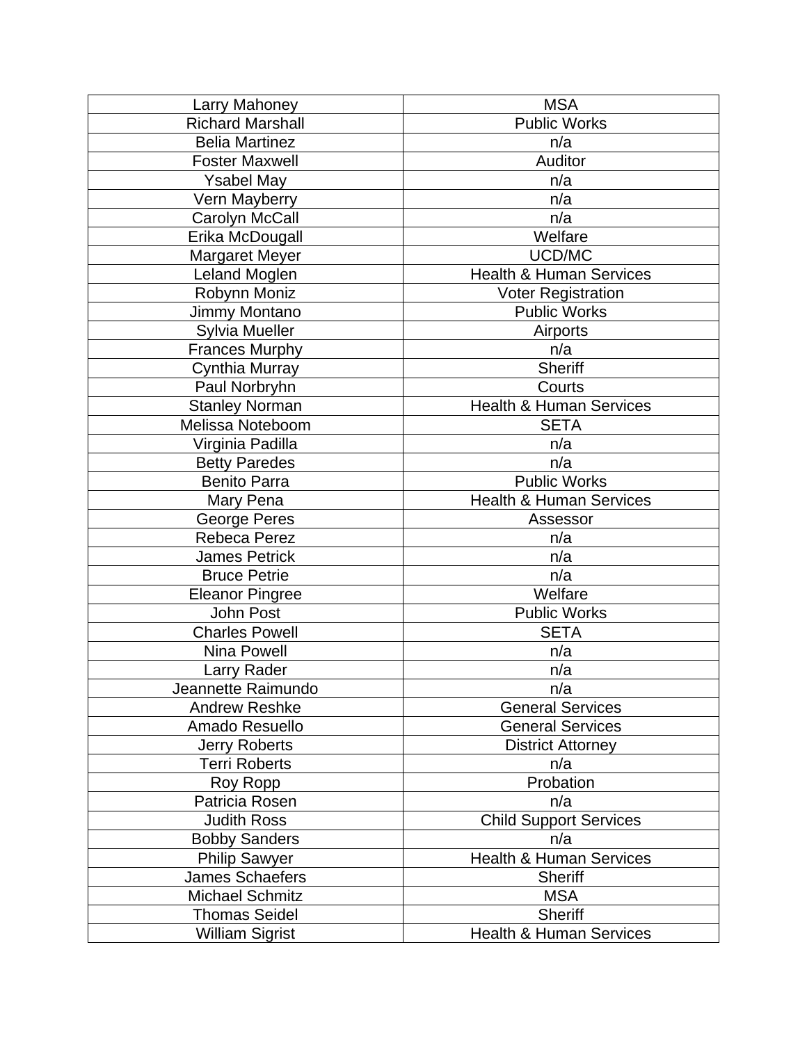| | |
|---|---|
| Larry Mahoney | MSA |
| Richard Marshall | Public Works |
| Belia Martinez | n/a |
| Foster Maxwell | Auditor |
| Ysabel May | n/a |
| Vern Mayberry | n/a |
| Carolyn McCall | n/a |
| Erika McDougall | Welfare |
| Margaret Meyer | UCD/MC |
| Leland Moglen | Health & Human Services |
| Robynn Moniz | Voter Registration |
| Jimmy Montano | Public Works |
| Sylvia Mueller | Airports |
| Frances Murphy | n/a |
| Cynthia Murray | Sheriff |
| Paul Norbryhn | Courts |
| Stanley Norman | Health & Human Services |
| Melissa Noteboom | SETA |
| Virginia Padilla | n/a |
| Betty Paredes | n/a |
| Benito Parra | Public Works |
| Mary Pena | Health & Human Services |
| George Peres | Assessor |
| Rebeca Perez | n/a |
| James Petrick | n/a |
| Bruce Petrie | n/a |
| Eleanor Pingree | Welfare |
| John Post | Public Works |
| Charles Powell | SETA |
| Nina Powell | n/a |
| Larry Rader | n/a |
| Jeannette Raimundo | n/a |
| Andrew Reshke | General Services |
| Amado Resuello | General Services |
| Jerry Roberts | District Attorney |
| Terri Roberts | n/a |
| Roy Ropp | Probation |
| Patricia Rosen | n/a |
| Judith Ross | Child Support Services |
| Bobby Sanders | n/a |
| Philip Sawyer | Health & Human Services |
| James Schaefers | Sheriff |
| Michael Schmitz | MSA |
| Thomas Seidel | Sheriff |
| William Sigrist | Health & Human Services |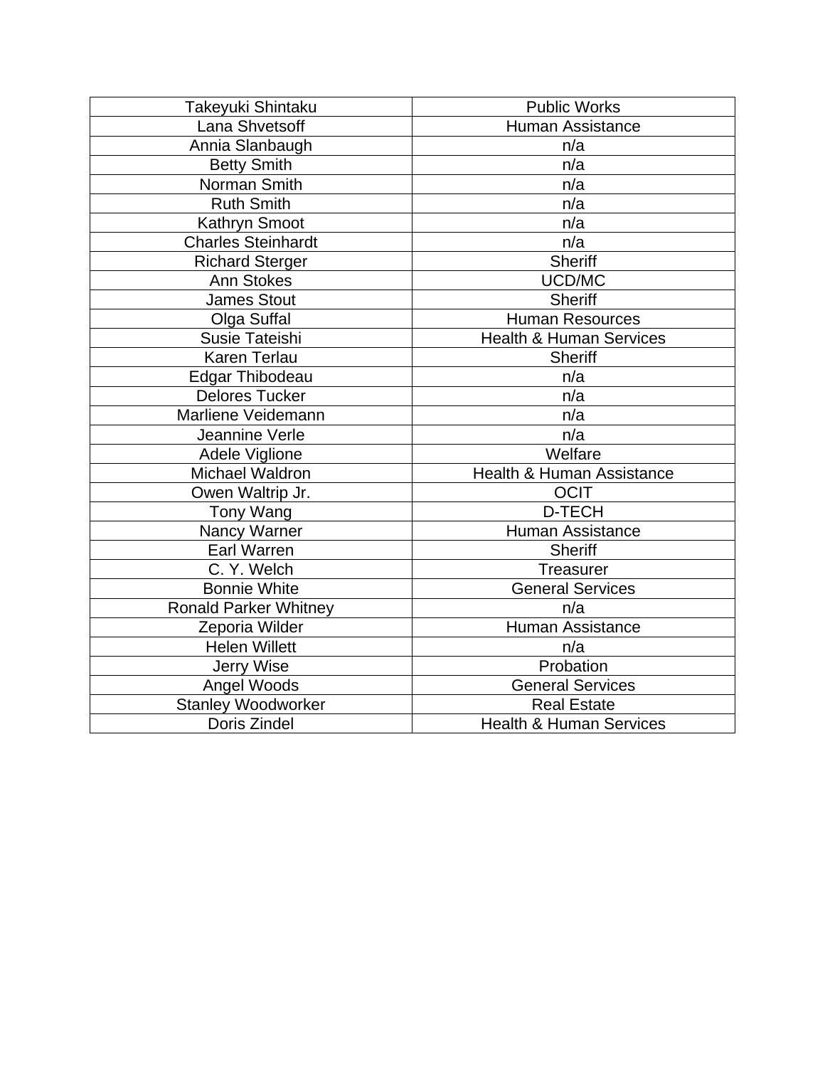| | |
|---|---|
| Takeyuki Shintaku | Public Works |
| Lana Shvetsoff | Human Assistance |
| Annia Slanbaugh | n/a |
| Betty Smith | n/a |
| Norman Smith | n/a |
| Ruth Smith | n/a |
| Kathryn Smoot | n/a |
| Charles Steinhardt | n/a |
| Richard Sterger | Sheriff |
| Ann Stokes | UCD/MC |
| James Stout | Sheriff |
| Olga Suffal | Human Resources |
| Susie Tateishi | Health & Human Services |
| Karen Terlau | Sheriff |
| Edgar Thibodeau | n/a |
| Delores Tucker | n/a |
| Marliene Veidemann | n/a |
| Jeannine Verle | n/a |
| Adele Viglione | Welfare |
| Michael Waldron | Health & Human Assistance |
| Owen Waltrip Jr. | OCIT |
| Tony Wang | D-TECH |
| Nancy Warner | Human Assistance |
| Earl Warren | Sheriff |
| C. Y. Welch | Treasurer |
| Bonnie White | General Services |
| Ronald Parker Whitney | n/a |
| Zeporia Wilder | Human Assistance |
| Helen Willett | n/a |
| Jerry Wise | Probation |
| Angel Woods | General Services |
| Stanley Woodworker | Real Estate |
| Doris Zindel | Health & Human Services |